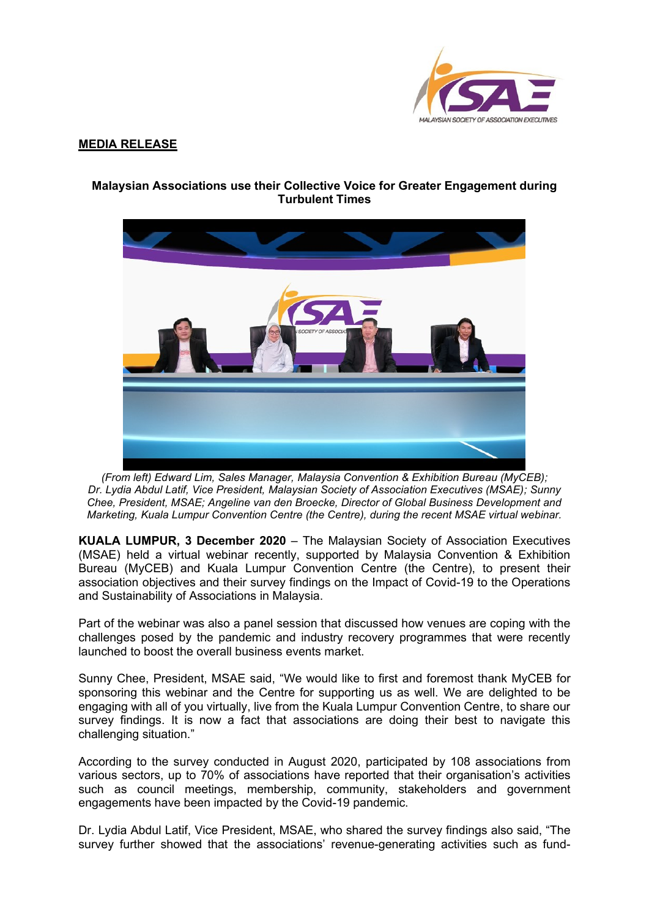**MEDIA RELEASE**

**Malaysian Associations use their Collective Voice for Greater Engagement during Turbulent Times**

*(From left) Edward Lim, Sales Manager, Malaysia Convention & Exhibition Bureau (MyCEB); Dr. Lydia Abdul Latif, Vice President, Malaysian Society of Association Executives (MSAE); Sunny Chee, President, MSAE; Angeline van den Broecke, Director of Global Business Development and Marketing, Kuala Lumpur Convention Centre (the Centre), during the recent MSAE virtual webinar.*

**KUALA LUMPUR, 3 December 2020** – The Malaysian Society of Association Executives (MSAE) held a virtual webinar recently, supported by Malaysia Convention & Exhibition Bureau (MyCEB) and Kuala Lumpur Convention Centre (the Centre), to present their association objectives and their survey findings on the Impact of Covid-19 to the Operations and Sustainability of Associations in Malaysia.

Part of the webinar was also a panel session that discussed how venues are coping with the challenges posed by the pandemic and industry recovery programmes that were recently launched to boost the overall business events market.

Sunny Chee, President, MSAE said, "We would like to first and foremost thank MyCEB for sponsoring this webinar and the Centre for supporting us as well. We are delighted to be engaging with all of you virtually, live from the Kuala Lumpur Convention Centre, to share our survey findings. It is now a fact that associations are doing their best to navigate this challenging situation."

According to the survey conducted in August 2020, participated by 108 associations from various sectors, up to 70% of associations have reported that their organisation's activities such as council meetings, membership, community, stakeholders and government engagements have been impacted by the Covid-19 pandemic.

Dr. Lydia Abdul Latif, Vice President, MSAE, who shared the survey findings also said, "The survey further showed that the associations' revenue-generating activities such as fund-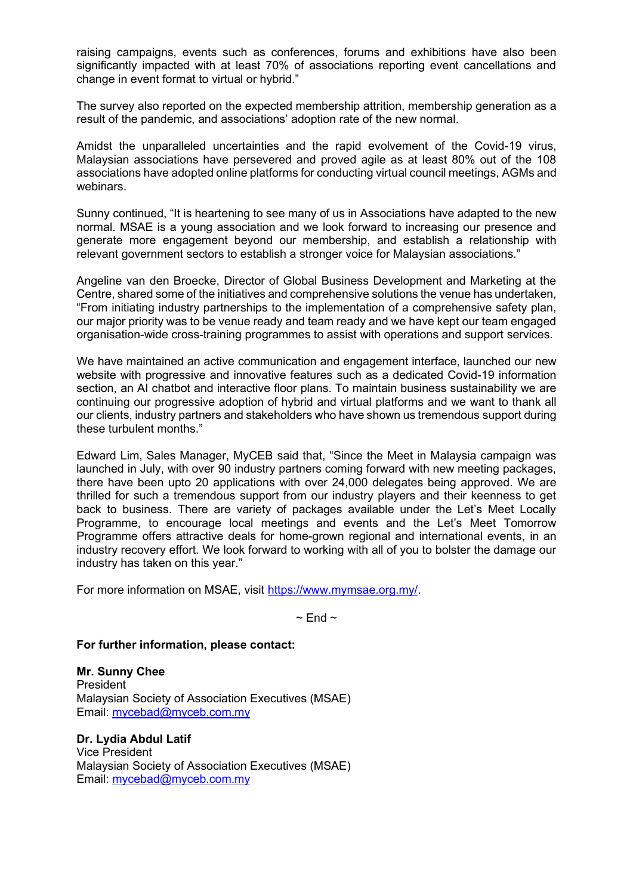raising campaigns, events such as conferences, forums and exhibitions have also been significantly impacted with at least 70% of associations reporting event cancellations and change in event format to virtual or hybrid."

The survey also reported on the expected membership attrition, membership generation as a result of the pandemic, and associations' adoption rate of the new normal.

Amidst the unparalleled uncertainties and the rapid evolvement of the Covid-19 virus, Malaysian associations have persevered and proved agile as at least 80% out of the 108 associations have adopted online platforms for conducting virtual council meetings, AGMs and webinars.

Sunny continued, "It is heartening to see many of us in Associations have adapted to the new normal. MSAE is a young association and we look forward to increasing our presence and generate more engagement beyond our membership, and establish a relationship with relevant government sectors to establish a stronger voice for Malaysian associations."

Angeline van den Broecke, Director of Global Business Development and Marketing at the Centre, shared some of the initiatives and comprehensive solutions the venue has undertaken, "From initiating industry partnerships to the implementation of a comprehensive safety plan, our major priority was to be venue ready and team ready and we have kept our team engaged organisation-wide cross-training programmes to assist with operations and support services.

We have maintained an active communication and engagement interface, launched our new website with progressive and innovative features such as a dedicated Covid-19 information section, an AI chatbot and interactive floor plans. To maintain business sustainability we are continuing our progressive adoption of hybrid and virtual platforms and we want to thank all our clients, industry partners and stakeholders who have shown us tremendous support during these turbulent months."

Edward Lim, Sales Manager, MyCEB said that, "Since the Meet in Malaysia campaign was launched in July, with over 90 industry partners coming forward with new meeting packages, there have been upto 20 applications with over 24,000 delegates being approved. We are thrilled for such a tremendous support from our industry players and their keenness to get back to business. There are variety of packages available under the Let's Meet Locally Programme, to encourage local meetings and events and the Let's Meet Tomorrow Programme offers attractive deals for home-grown regional and international events, in an industry recovery effort. We look forward to working with all of you to bolster the damage our industry has taken on this year."

For more information on MSAE, visit https://www.mymsae.org.my/.

~ End ~

**For further information, please contact:**

**Mr. Sunny Chee**
President
Malaysian Society of Association Executives (MSAE)
Email: mycebad@myceb.com.my

**Dr. Lydia Abdul Latif**
Vice President
Malaysian Society of Association Executives (MSAE)
Email: mycebad@myceb.com.my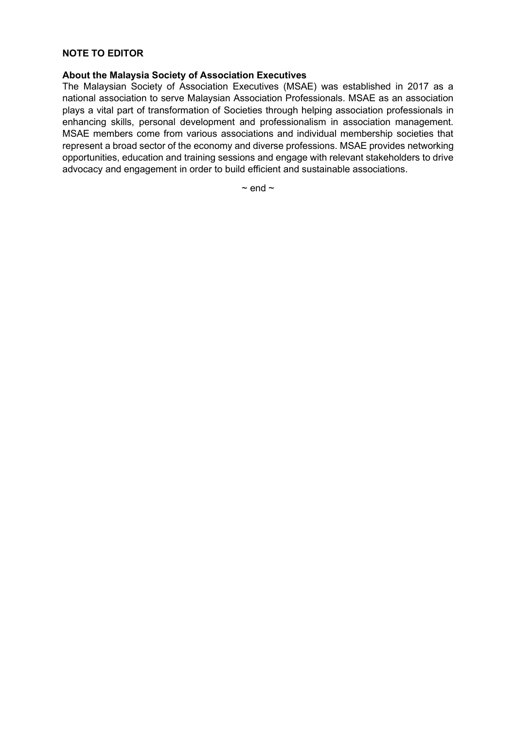**NOTE TO EDITOR**

**About the Malaysia Society of Association Executives**

The Malaysian Society of Association Executives (MSAE) was established in 2017 as a national association to serve Malaysian Association Professionals. MSAE as an association plays a vital part of transformation of Societies through helping association professionals in enhancing skills, personal development and professionalism in association management. MSAE members come from various associations and individual membership societies that represent a broad sector of the economy and diverse professions. MSAE provides networking opportunities, education and training sessions and engage with relevant stakeholders to drive advocacy and engagement in order to build efficient and sustainable associations.

~ end ~